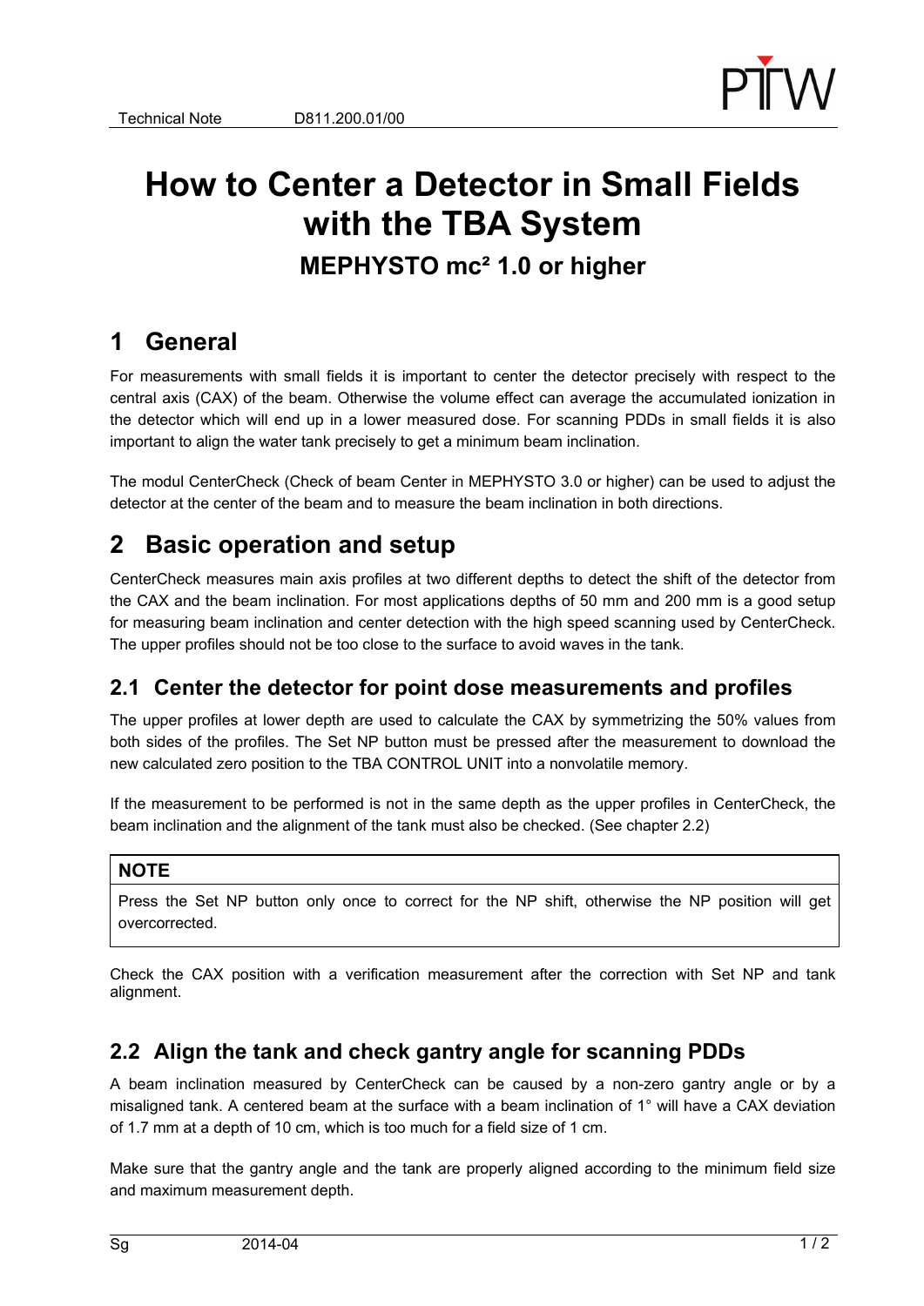# How to Center a Detector in Small Fields with the TBA System

**MEPHYSTO mc² 1.0 or higher**

## 1 General

For measurements with small fields it is important to center the detector precisely with respect to the central axis (CAX) of the beam. Otherwise the volume effect can average the accumulated ionization in the detector which will end up in a lower measured dose. For scanning PDDs in small fields it is also important to align the water tank precisely to get a minimum beam inclination.

The modul CenterCheck (Check of beam Center in MEPHYSTO 3.0 or higher) can be used to adjust the detector at the center of the beam and to measure the beam inclination in both directions.

## 2 Basic operation and setup

CenterCheck measures main axis profiles at two different depths to detect the shift of the detector from the CAX and the beam inclination. For most applications depths of 50 mm and 200 mm is a good setup for measuring beam inclination and center detection with the high speed scanning used by CenterCheck. The upper profiles should not be too close to the surface to avoid waves in the tank.

### 2.1 Center the detector for point dose measurements and profiles

The upper profiles at lower depth are used to calculate the CAX by symmetrizing the 50% values from both sides of the profiles. The Set NP button must be pressed after the measurement to download the new calculated zero position to the TBA CONTROL UNIT into a nonvolatile memory.

If the measurement to be performed is not in the same depth as the upper profiles in CenterCheck, the beam inclination and the alignment of the tank must also be checked. (See chapter 2.2)

| **NOTE** |
| --- |
| Press the Set NP button only once to correct for the NP shift, otherwise the NP position will get overcorrected. |

Check the CAX position with a verification measurement after the correction with Set NP and tank alignment.

### 2.2 Align the tank and check gantry angle for scanning PDDs

A beam inclination measured by CenterCheck can be caused by a non-zero gantry angle or by a misaligned tank. A centered beam at the surface with a beam inclination of 1° will have a CAX deviation of 1.7 mm at a depth of 10 cm, which is too much for a field size of 1 cm.

Make sure that the gantry angle and the tank are properly aligned according to the minimum field size and maximum measurement depth.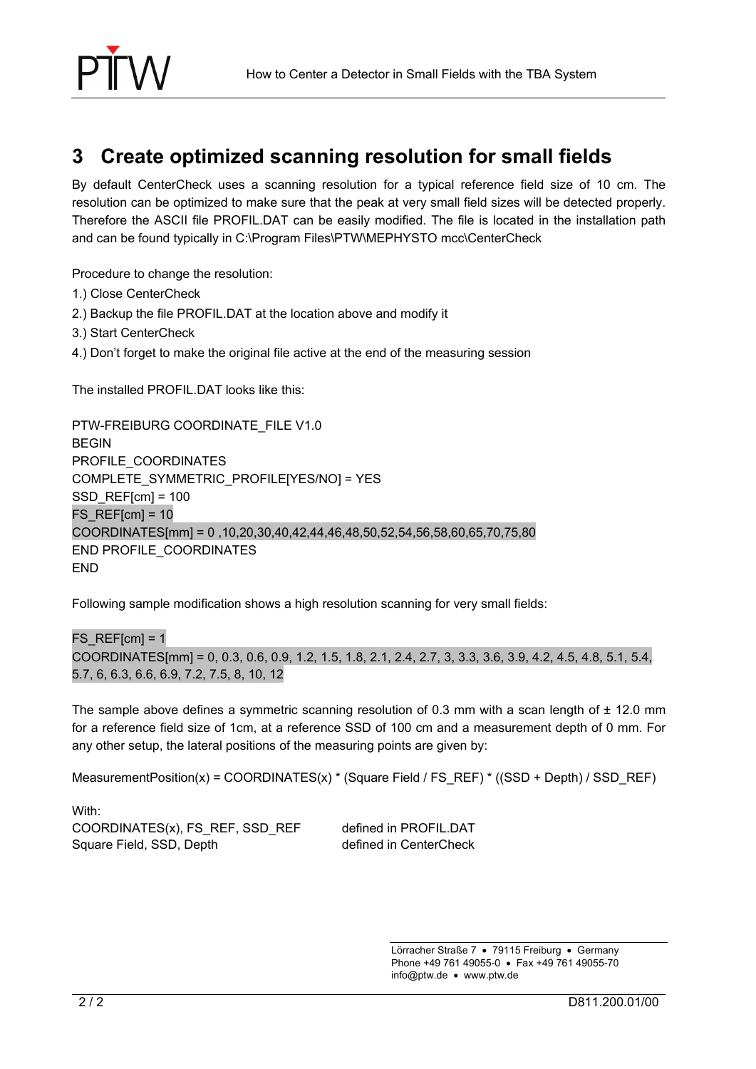# 3 Create optimized scanning resolution for small fields

By default CenterCheck uses a scanning resolution for a typical reference field size of 10 cm. The resolution can be optimized to make sure that the peak at very small field sizes will be detected properly. Therefore the ASCII file PROFIL.DAT can be easily modified. The file is located in the installation path and can be found typically in C:\Program Files\PTW\MEPHYSTO mcc\CenterCheck

Procedure to change the resolution:

1.) Close CenterCheck

2.) Backup the file PROFIL.DAT at the location above and modify it

3.) Start CenterCheck

4.) Don't forget to make the original file active at the end of the measuring session

The installed PROFIL.DAT looks like this:

```
PTW-FREIBURG COORDINATE_FILE V1.0
BEGIN
PROFILE_COORDINATES
COMPLETE_SYMMETRIC_PROFILE[YES/NO] = YES
SSD_REF[cm] = 100
FS_REF[cm] = 10
COORDINATES[mm] = 0 ,10,20,30,40,42,44,46,48,50,52,54,56,58,60,65,70,75,80
END PROFILE_COORDINATES
END
```

Following sample modification shows a high resolution scanning for very small fields:

```
FS_REF[cm] = 1
COORDINATES[mm] = 0, 0.3, 0.6, 0.9, 1.2, 1.5, 1.8, 2.1, 2.4, 2.7, 3, 3.3, 3.6, 3.9, 4.2, 4.5, 4.8, 5.1, 5.4, 5.7, 6, 6.3, 6.6, 6.9, 7.2, 7.5, 8, 10, 12
```

The sample above defines a symmetric scanning resolution of 0.3 mm with a scan length of ± 12.0 mm for a reference field size of 1cm, at a reference SSD of 100 cm and a measurement depth of 0 mm. For any other setup, the lateral positions of the measuring points are given by:

MeasurementPosition(x) = COORDINATES(x) * (Square Field / FS_REF) * ((SSD + Depth) / SSD_REF)

With:

| | |
|---|---|
| COORDINATES(x), FS_REF, SSD_REF | defined in PROFIL.DAT |
| Square Field, SSD, Depth | defined in CenterCheck |

Lörracher Straße 7 • 79115 Freiburg • Germany
Phone +49 761 49055-0 • Fax +49 761 49055-70
info@ptw.de • www.ptw.de

D811.200.01/00